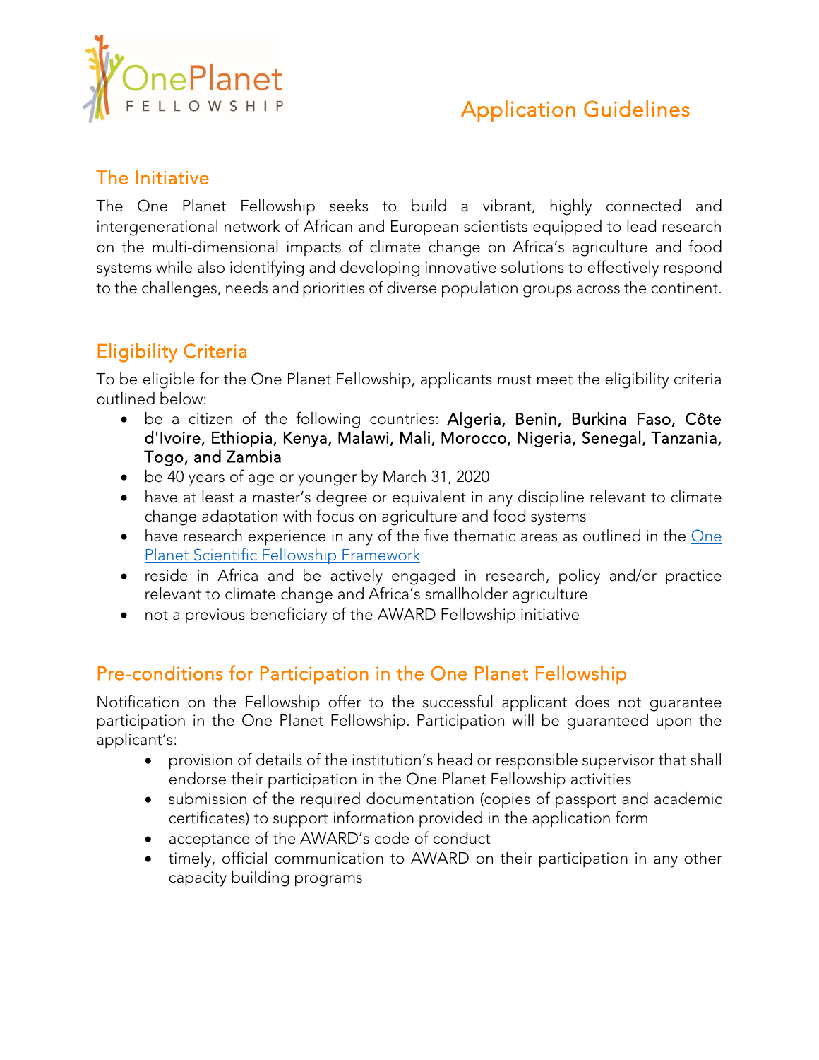# Application Guidelines

## The Initiative

The One Planet Fellowship seeks to build a vibrant, highly connected and intergenerational network of African and European scientists equipped to lead research on the multi-dimensional impacts of climate change on Africa's agriculture and food systems while also identifying and developing innovative solutions to effectively respond to the challenges, needs and priorities of diverse population groups across the continent.

## Eligibility Criteria

To be eligible for the One Planet Fellowship, applicants must meet the eligibility criteria outlined below:

- be a citizen of the following countries: **Algeria, Benin, Burkina Faso, Côte d'Ivoire, Ethiopia, Kenya, Malawi, Mali, Morocco, Nigeria, Senegal, Tanzania, Togo, and Zambia**
- be 40 years of age or younger by March 31, 2020
- have at least a master's degree or equivalent in any discipline relevant to climate change adaptation with focus on agriculture and food systems
- have research experience in any of the five thematic areas as outlined in the One Planet Scientific Fellowship Framework
- reside in Africa and be actively engaged in research, policy and/or practice relevant to climate change and Africa's smallholder agriculture
- not a previous beneficiary of the AWARD Fellowship initiative

## Pre-conditions for Participation in the One Planet Fellowship

Notification on the Fellowship offer to the successful applicant does not guarantee participation in the One Planet Fellowship. Participation will be guaranteed upon the applicant's:

- provision of details of the institution's head or responsible supervisor that shall endorse their participation in the One Planet Fellowship activities
- submission of the required documentation (copies of passport and academic certificates) to support information provided in the application form
- acceptance of the AWARD's code of conduct
- timely, official communication to AWARD on their participation in any other capacity building programs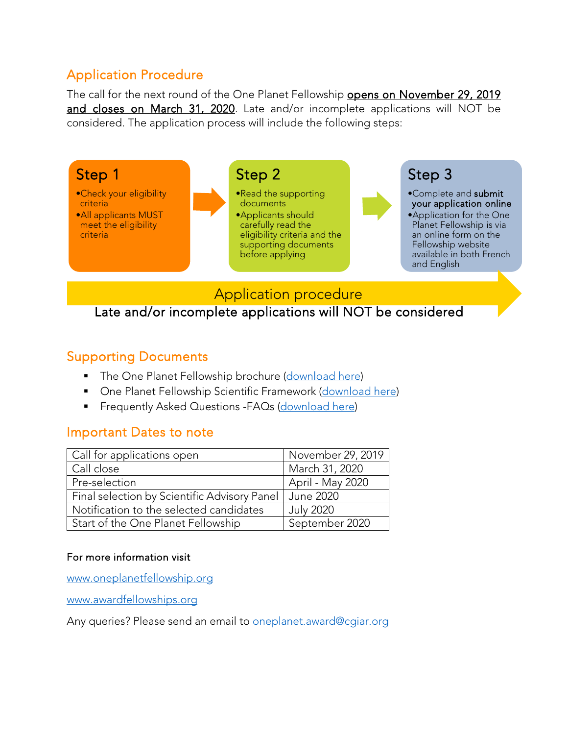## Application Procedure

The call for the next round of the One Planet Fellowship **opens on November 29, 2019 and closes on March 31, 2020**. Late and/or incomplete applications will NOT be considered. The application process will include the following steps:

**Step 1**

- Check your eligibility criteria
- All applicants MUST meet the eligibility criteria

**Step 2**

- Read the supporting documents
- Applicants should carefully read the eligibility criteria and the supporting documents before applying

**Step 3**

- Complete and **submit your application online**
- Application for the One Planet Fellowship is via an online form on the Fellowship website available in both French and English

Application procedure

Late and/or incomplete applications will NOT be considered

## Supporting Documents

- The One Planet Fellowship brochure (download here)
- One Planet Fellowship Scientific Framework (download here)
- Frequently Asked Questions -FAQs (download here)

## Important Dates to note

| | |
|---|---|
| Call for applications open | November 29, 2019 |
| Call close | March 31, 2020 |
| Pre-selection | April - May 2020 |
| Final selection by Scientific Advisory Panel | June 2020 |
| Notification to the selected candidates | July 2020 |
| Start of the One Planet Fellowship | September 2020 |

For more information visit

www.oneplanetfellowship.org

www.awardfellowships.org

Any queries? Please send an email to oneplanet.award@cgiar.org